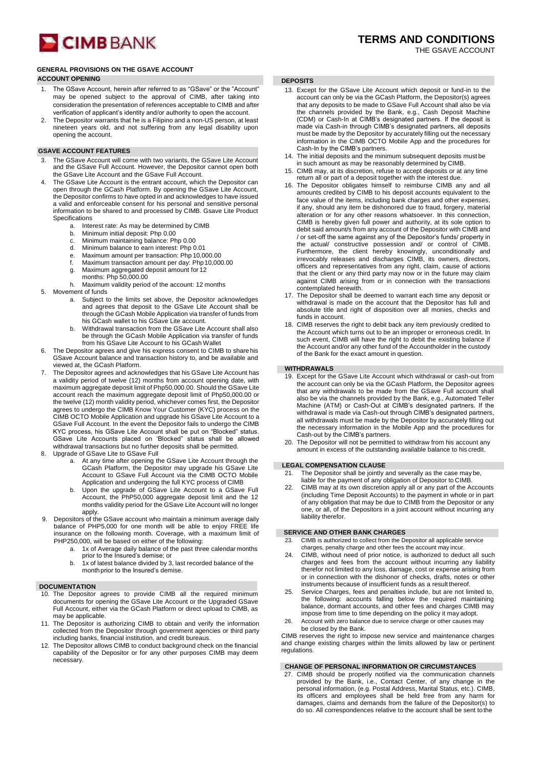# TERMS AND CONDITIONS

THE GSAVE ACCOUNT

## GENERAL PROVISIONS ON THE GSAVE ACCOUNT

### ACCOUNT OPENING

1. The GSave Account, herein after referred to as "GSave" or the "Account" may be opened subject to the approval of CIMB, after taking into consideration the presentation of references acceptable to CIMB and after verification of applicant's identity and/or authority to open the account.
2. The Depositor warrants that he is a Filipino and a non-US person, at least nineteen years old, and not suffering from any legal disability upon opening the account.

### GSAVE ACCOUNT FEATURES

3. The GSave Account will come with two variants, the GSave Lite Account and the GSave Full Account. However, the Depositor cannot open both the GSave Lite Account and the GSave Full Account.
4. The GSave Lite Account is the entrant account, which the Depositor can open through the GCash Platform. By opening the GSave Lite Account, the Depositor confirms to have opted in and acknowledges to have issued a valid and enforceable consent for his personal and sensitive personal information to be shared to and processed by CIMB. Gsave Lite Product Specifications
   a. Interest rate: As may be determined by CIMB
   b. Minimum initial deposit: Php 0.00
   c. Minimum maintaining balance: Php 0.00
   d. Minimum balance to earn interest: Php 0.01
   e. Maximum amount per transaction: Php 10,000.00
   f. Maximum transaction amount per day: Php 10,000.00
   g. Maximum aggregated deposit amount for 12 months: Php 50,000.00
   h. Maximum validity period of the account: 12 months
5. Movement of funds
   a. Subject to the limits set above, the Depositor acknowledges and agrees that deposit to the GSave Lite Account shall be through the GCash Mobile Application via transfer of funds from his GCash wallet to his GSave Lite account.
   b. Withdrawal transaction from the GSave Lite Account shall also be through the GCash Mobile Application via transfer of funds from his GSave Lite Account to his GCash Wallet
6. The Depositor agrees and give his express consent to CIMB to share his GSave Account balance and transaction history to, and be available and viewed at, the GCash Platform.
7. The Depositor agrees and acknowledges that his GSave Lite Account has a validity period of twelve (12) months from account opening date, with maximum aggregate deposit limit of Php50,000.00. Should the GSave Lite account reach the maximum aggregate deposit limit of Php50,000.00 or the twelve (12) month validity period, whichever comes first, the Depositor agrees to undergo the CIMB Know Your Customer (KYC) process on the CIMB OCTO Mobile Application and upgrade his GSave Lite Account to a GSave Full Account. In the event the Depositor fails to undergo the CIMB KYC process, his GSave Lite Account shall be put on "Blocked" status. GSave Lite Accounts placed on 'Blocked" status shall be allowed withdrawal transactions but no further deposits shall be permitted.
8. Upgrade of GSave Lite to GSave Full
   a. At any time after opening the GSave Lite Account through the GCash Platform, the Depositor may upgrade his GSave Lite Account to GSave Full Account via the CIMB OCTO Mobile Application and undergoing the full KYC process of CIMB
   b. Upon the upgrade of GSave Lite Account to a GSave Full Account, the PhP50,000 aggregate deposit limit and the 12 months validity period for the GSave Lite Account will no longer apply.
9. Depositors of the GSave account who maintain a minimum average daily balance of PHP5,000 for one month will be able to enjoy FREE life insurance on the following month. Coverage, with a maximum limit of PHP250,000, will be based on either of the following:
   a. 1x of Average daily balance of the past three calendar months prior to the Insured's demise; or
   b. 1x of latest balance divided by 3, last recorded balance of the month prior to the Insured's demise.

### DOCUMENTATION

10. The Depositor agrees to provide CIMB all the required minimum documents for opening the GSave Lite Account or the Upgraded GSave Full Account, either via the GCash Platform or direct upload to CIMB, as may be applicable.
11. The Depositor is authorizing CIMB to obtain and verify the information collected from the Depositor through government agencies or third party including banks, financial institution, and credit bureaus.
12. The Depositor allows CIMB to conduct background check on the financial capability of the Depositor or for any other purposes CIMB may deem necessary.

### DEPOSITS

13. Except for the GSave Lite Account which deposit or fund-in to the account can only be via the GCash Platform, the Depositor(s) agrees that any deposits to be made to GSave Full Account shall also be via the channels provided by the Bank, e.g., Cash Deposit Machine (CDM) or Cash-In at CIMB's designated partners. If the deposit is made via Cash-in through CIMB's designated partners, all deposits must be made by the Depositor by accurately filling out the necessary information in the CIMB OCTO Mobile App and the procedures for Cash-In by the CIMB's partners.
14. The initial deposits and the minimum subsequent deposits must be in such amount as may be reasonably determined by CIMB.
15. CIMB may, at its discretion, refuse to accept deposits or at any time return all or part of a deposit together with the interest due.
16. The Depositor obligates himself to reimburse CIMB any and all amounts credited by CIMB to his deposit accounts equivalent to the face value of the items, including bank charges and other expenses, if any, should any item be dishonored due to fraud, forgery, material alteration or for any other reasons whatsoever. In this connection, CIMB is hereby given full power and authority, at its sole option to debit said amount/s from any account of the Depositor with CIMB and / or set-off the same against any of the Depositor's funds/ property in the actual/ constructive possession and/ or control of CIMB. Furthermore, the client hereby knowingly, unconditionally and irrevocably releases and discharges CIMB, its owners, directors, officers and representatives from any right, claim, cause of actions that the client or any third party may now or in the future may claim against CIMB arising from or in connection with the transactions contemplated herewith.
17. The Depositor shall be deemed to warrant each time any deposit or withdrawal is made on the account that the Depositor has full and absolute title and right of disposition over all monies, checks and funds in account.
18. CIMB reserves the right to debit back any item previously credited to the Account which turns out to be an improper or erroneous credit. In such event, CIMB will have the right to debit the existing balance if the Account and/or any other fund of the Accountholder in the custody of the Bank for the exact amount in question.

### WITHDRAWALS

19. Except for the GSave Lite Account which withdrawal or cash-out from the account can only be via the GCash Platform, the Depositor agrees that any withdrawals to be made from the GSave Full account shall also be via the channels provided by the Bank, e.g., Automated Teller Machine (ATM) or Cash-Out at CIMB's designated partners. If the withdrawal is made via Cash-out through CIMB's designated partners, all withdrawals must be made by the Depositor by accurately filling out the necessary information in the Mobile App and the procedures for Cash-out by the CIMB's partners.
20. The Depositor will not be permitted to withdraw from his account any amount in excess of the outstanding available balance to his credit.

### LEGAL COMPENSATION CLAUSE

21. The Depositor shall be jointly and severally as the case may be, liable for the payment of any obligation of Depositor to CIMB.
22. CIMB may at its own discretion apply all or any part of the Accounts (including Time Deposit Accounts) to the payment in whole or in part of any obligation that may be due to CIMB from the Depositor or any one, or all, of the Depositors in a joint account without incurring any liability therefor.

### SERVICE AND OTHER BANK CHARGES

23. CIMB is authorized to collect from the Depositor all applicable service charges, penalty charge and other fees the account may incur.
24. CIMB, without need of prior notice, is authorized to deduct all such charges and fees from the account without incurring any liability therefor not limited to any loss, damage, cost or expense arising from or in connection with the dishonor of checks, drafts, notes or other instruments because of insufficient funds as a result thereof.
25. Service Charges, fees and penalties include, but are not limited to, the following: accounts falling below the required maintaining balance, dormant accounts, and other fees and charges CIMB may impose from time to time depending on the policy it may adopt.
26. Account with zero balance due to service charge or other causes may be closed by the Bank.

CIMB reserves the right to impose new service and maintenance charges and change existing charges within the limits allowed by law or pertinent regulations.

### CHANGE OF PERSONAL INFORMATION OR CIRCUMSTANCES

27. CIMB should be properly notified via the communication channels provided by the Bank, i.e., Contact Center, of any change in the personal information, (e.g. Postal Address, Marital Status, etc.). CIMB, its officers and employees shall be held free from any harm for damages, claims and demands from the failure of the Depositor(s) to do so. All correspondences relative to the account shall be sent to the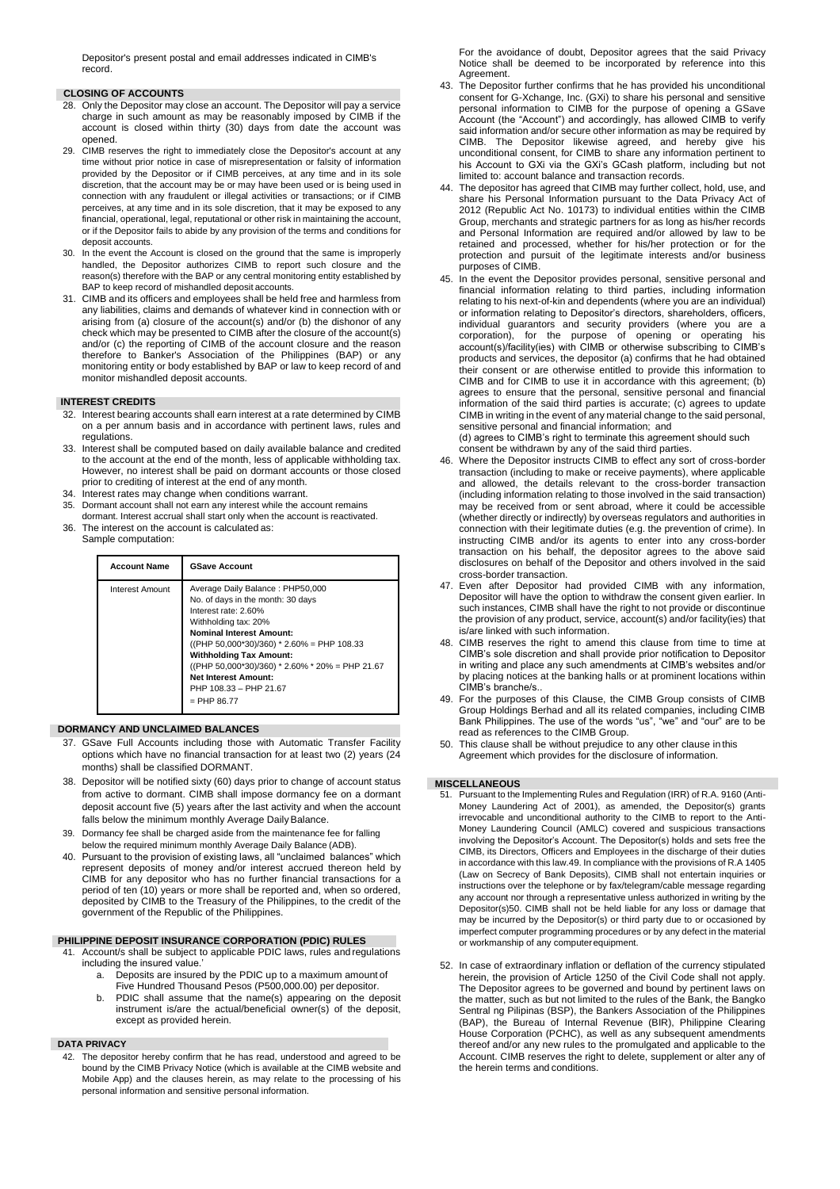Depositor's present postal and email addresses indicated in CIMB's record.

## CLOSING OF ACCOUNTS

28. Only the Depositor may close an account. The Depositor will pay a service charge in such amount as may be reasonably imposed by CIMB if the account is closed within thirty (30) days from date the account was opened.
29. CIMB reserves the right to immediately close the Depositor's account at any time without prior notice in case of misrepresentation or falsity of information provided by the Depositor or if CIMB perceives, at any time and in its sole discretion, that the account may be or may have been used or is being used in connection with any fraudulent or illegal activities or transactions; or if CIMB perceives, at any time and in its sole discretion, that it may be exposed to any financial, operational, legal, reputational or other risk in maintaining the account, or if the Depositor fails to abide by any provision of the terms and conditions for deposit accounts.
30. In the event the Account is closed on the ground that the same is improperly handled, the Depositor authorizes CIMB to report such closure and the reason(s) therefore with the BAP or any central monitoring entity established by BAP to keep record of mishandled deposit accounts.
31. CIMB and its officers and employees shall be held free and harmless from any liabilities, claims and demands of whatever kind in connection with or arising from (a) closure of the account(s) and/or (b) the dishonor of any check which may be presented to CIMB after the closure of the account(s) and/or (c) the reporting of CIMB of the account closure and the reason therefore to Banker's Association of the Philippines (BAP) or any monitoring entity or body established by BAP or law to keep record of and monitor mishandled deposit accounts.

## INTEREST CREDITS

32. Interest bearing accounts shall earn interest at a rate determined by CIMB on a per annum basis and in accordance with pertinent laws, rules and regulations.
33. Interest shall be computed based on daily available balance and credited to the account at the end of the month, less of applicable withholding tax. However, no interest shall be paid on dormant accounts or those closed prior to crediting of interest at the end of any month.
34. Interest rates may change when conditions warrant.
35. Dormant account shall not earn any interest while the account remains dormant. Interest accrual shall start only when the account is reactivated.
36. The interest on the account is calculated as:
    Sample computation:

| Account Name | GSave Account |
|---|---|
| Interest Amount | Average Daily Balance : PHP50,000<br>No. of days in the month: 30 days<br>Interest rate: 2.60%<br>Withholding tax: 20%<br>**Nominal Interest Amount:**<br>((PHP 50,000*30)/360) * 2.60% = PHP 108.33<br>**Withholding Tax Amount:**<br>((PHP 50,000*30)/360) * 2.60% * 20% = PHP 21.67<br>**Net Interest Amount:**<br>PHP 108.33 – PHP 21.67<br>= PHP 86.77 |

## DORMANCY AND UNCLAIMED BALANCES

37. GSave Full Accounts including those with Automatic Transfer Facility options which have no financial transaction for at least two (2) years (24 months) shall be classified DORMANT.
38. Depositor will be notified sixty (60) days prior to change of account status from active to dormant. CIMB shall impose dormancy fee on a dormant deposit account five (5) years after the last activity and when the account falls below the minimum monthly Average Daily Balance.
39. Dormancy fee shall be charged aside from the maintenance fee for falling below the required minimum monthly Average Daily Balance (ADB).
40. Pursuant to the provision of existing laws, all "unclaimed balances" which represent deposits of money and/or interest accrued thereon held by CIMB for any depositor who has no further financial transactions for a period of ten (10) years or more shall be reported and, when so ordered, deposited by CIMB to the Treasury of the Philippines, to the credit of the government of the Republic of the Philippines.

## PHILIPPINE DEPOSIT INSURANCE CORPORATION (PDIC) RULES

41. Account/s shall be subject to applicable PDIC laws, rules and regulations including the insured value.'
    a. Deposits are insured by the PDIC up to a maximum amount of Five Hundred Thousand Pesos (P500,000.00) per depositor.
    b. PDIC shall assume that the name(s) appearing on the deposit instrument is/are the actual/beneficial owner(s) of the deposit, except as provided herein.

## DATA PRIVACY

42. The depositor hereby confirm that he has read, understood and agreed to be bound by the CIMB Privacy Notice (which is available at the CIMB website and Mobile App) and the clauses herein, as may relate to the processing of his personal information and sensitive personal information.

    For the avoidance of doubt, Depositor agrees that the said Privacy Notice shall be deemed to be incorporated by reference into this Agreement.
43. The Depositor further confirms that he has provided his unconditional consent for G-Xchange, Inc. (GXi) to share his personal and sensitive personal information to CIMB for the purpose of opening a GSave Account (the "Account") and accordingly, has allowed CIMB to verify said information and/or secure other information as may be required by CIMB. The Depositor likewise agreed, and hereby give his unconditional consent, for CIMB to share any information pertinent to his Account to GXi via the GXi's GCash platform, including but not limited to: account balance and transaction records.
44. The depositor has agreed that CIMB may further collect, hold, use, and share his Personal Information pursuant to the Data Privacy Act of 2012 (Republic Act No. 10173) to individual entities within the CIMB Group, merchants and strategic partners for as long as his/her records and Personal Information are required and/or allowed by law to be retained and processed, whether for his/her protection or for the protection and pursuit of the legitimate interests and/or business purposes of CIMB.
45. In the event the Depositor provides personal, sensitive personal and financial information relating to third parties, including information relating to his next-of-kin and dependents (where you are an individual) or information relating to Depositor's directors, shareholders, officers, individual guarantors and security providers (where you are a corporation), for the purpose of opening or operating his account(s)/facility(ies) with CIMB or otherwise subscribing to CIMB's products and services, the depositor (a) confirms that he had obtained their consent or are otherwise entitled to provide this information to CIMB and for CIMB to use it in accordance with this agreement; (b) agrees to ensure that the personal, sensitive personal and financial information of the said third parties is accurate; (c) agrees to update CIMB in writing in the event of any material change to the said personal, sensitive personal and financial information; and
    (d) agrees to CIMB's right to terminate this agreement should such consent be withdrawn by any of the said third parties.
46. Where the Depositor instructs CIMB to effect any sort of cross-border transaction (including to make or receive payments), where applicable and allowed, the details relevant to the cross-border transaction (including information relating to those involved in the said transaction) may be received from or sent abroad, where it could be accessible (whether directly or indirectly) by overseas regulators and authorities in connection with their legitimate duties (e.g. the prevention of crime). In instructing CIMB and/or its agents to enter into any cross-border transaction on his behalf, the depositor agrees to the above said disclosures on behalf of the Depositor and others involved in the said cross-border transaction.
47. Even after Depositor had provided CIMB with any information, Depositor will have the option to withdraw the consent given earlier. In such instances, CIMB shall have the right to not provide or discontinue the provision of any product, service, account(s) and/or facility(ies) that is/are linked with such information.
48. CIMB reserves the right to amend this clause from time to time at CIMB's sole discretion and shall provide prior notification to Depositor in writing and place any such amendments at CIMB's websites and/or by placing notices at the banking halls or at prominent locations within CIMB's branche/s..
49. For the purposes of this Clause, the CIMB Group consists of CIMB Group Holdings Berhad and all its related companies, including CIMB Bank Philippines. The use of the words "us", "we" and "our" are to be read as references to the CIMB Group.
50. This clause shall be without prejudice to any other clause in this Agreement which provides for the disclosure of information.

## MISCELLANEOUS

51. Pursuant to the Implementing Rules and Regulation (IRR) of R.A. 9160 (Anti-Money Laundering Act of 2001), as amended, the Depositor(s) grants irrevocable and unconditional authority to the CIMB to report to the Anti-Money Laundering Council (AMLC) covered and suspicious transactions involving the Depositor's Account. The Depositor(s) holds and sets free the CIMB, its Directors, Officers and Employees in the discharge of their duties in accordance with this law.49. In compliance with the provisions of R.A 1405 (Law on Secrecy of Bank Deposits), CIMB shall not entertain inquiries or instructions over the telephone or by fax/telegram/cable message regarding any account nor through a representative unless authorized in writing by the Depositor(s)50. CIMB shall not be held liable for any loss or damage that may be incurred by the Depositor(s) or third party due to or occasioned by imperfect computer programming procedures or by any defect in the material or workmanship of any computer equipment.
52. In case of extraordinary inflation or deflation of the currency stipulated herein, the provision of Article 1250 of the Civil Code shall not apply. The Depositor agrees to be governed and bound by pertinent laws on the matter, such as but not limited to the rules of the Bank, the Bangko Sentral ng Pilipinas (BSP), the Bankers Association of the Philippines (BAP), the Bureau of Internal Revenue (BIR), Philippine Clearing House Corporation (PCHC), as well as any subsequent amendments thereof and/or any new rules to the promulgated and applicable to the Account. CIMB reserves the right to delete, supplement or alter any of the herein terms and conditions.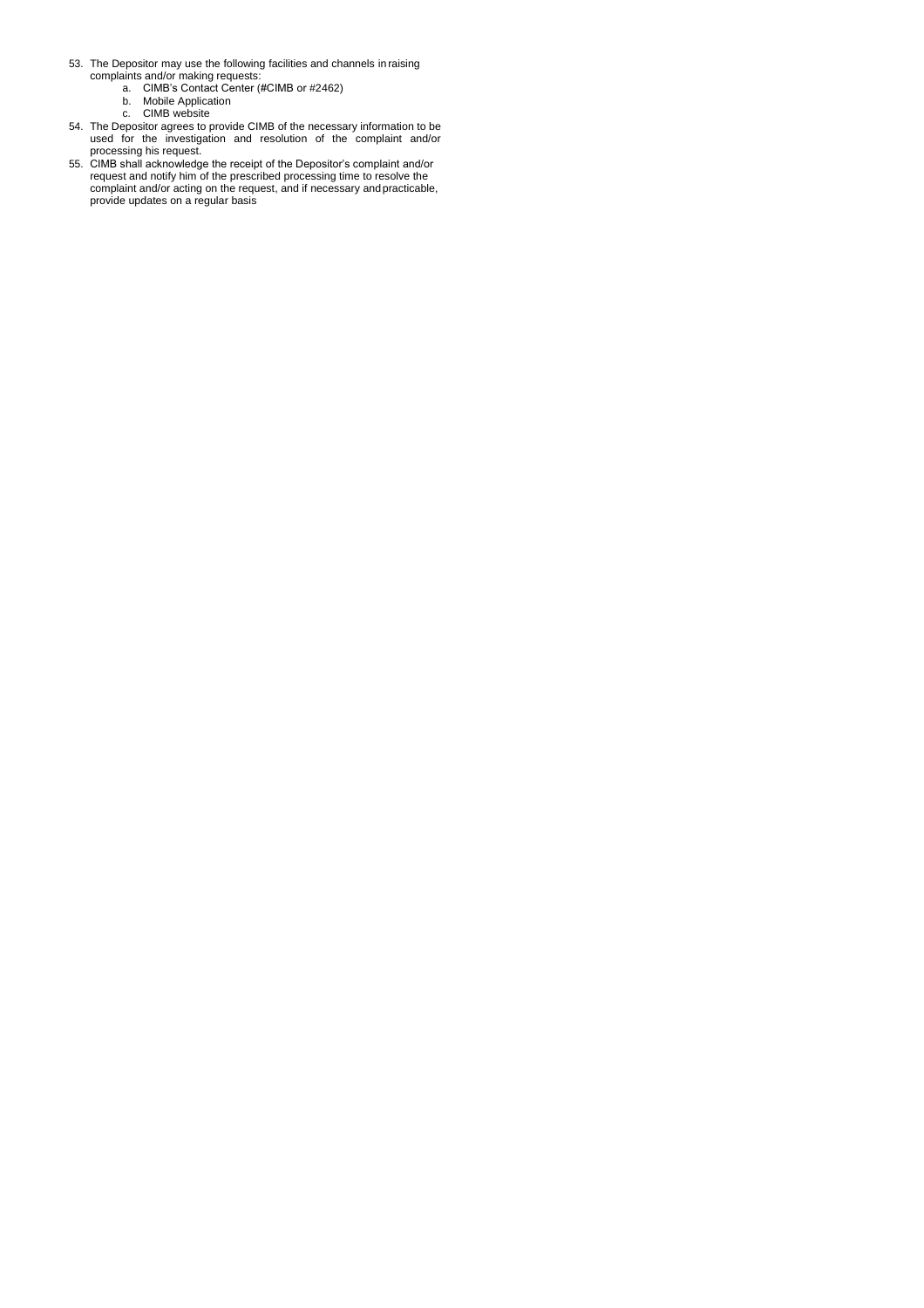53. The Depositor may use the following facilities and channels in raising complaints and/or making requests:
    a. CIMB's Contact Center (#CIMB or #2462)
    b. Mobile Application
    c. CIMB website
54. The Depositor agrees to provide CIMB of the necessary information to be used for the investigation and resolution of the complaint and/or processing his request.
55. CIMB shall acknowledge the receipt of the Depositor's complaint and/or request and notify him of the prescribed processing time to resolve the complaint and/or acting on the request, and if necessary and practicable, provide updates on a regular basis